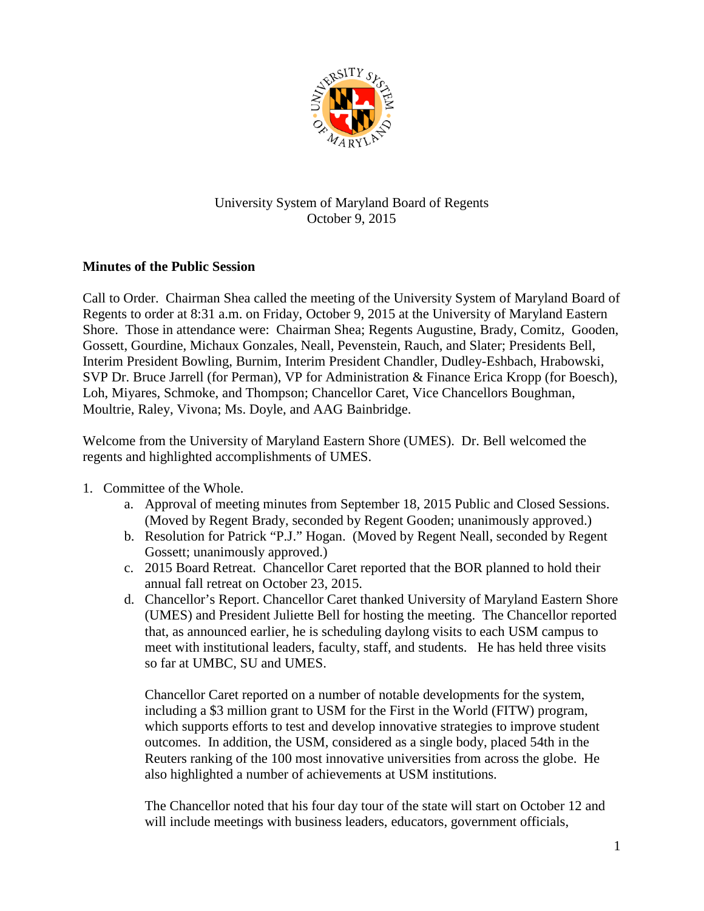University System of Maryland Board of Regents
October 9, 2015

**Minutes of the Public Session**

Call to Order. Chairman Shea called the meeting of the University System of Maryland Board of Regents to order at 8:31 a.m. on Friday, October 9, 2015 at the University of Maryland Eastern Shore. Those in attendance were: Chairman Shea; Regents Augustine, Brady, Comitz, Gooden, Gossett, Gourdine, Michaux Gonzales, Neall, Pevenstein, Rauch, and Slater; Presidents Bell, Interim President Bowling, Burnim, Interim President Chandler, Dudley-Eshbach, Hrabowski, SVP Dr. Bruce Jarrell (for Perman), VP for Administration & Finance Erica Kropp (for Boesch), Loh, Miyares, Schmoke, and Thompson; Chancellor Caret, Vice Chancellors Boughman, Moultrie, Raley, Vivona; Ms. Doyle, and AAG Bainbridge.

Welcome from the University of Maryland Eastern Shore (UMES). Dr. Bell welcomed the regents and highlighted accomplishments of UMES.

1. Committee of the Whole.
   a. Approval of meeting minutes from September 18, 2015 Public and Closed Sessions. (Moved by Regent Brady, seconded by Regent Gooden; unanimously approved.)
   b. Resolution for Patrick "P.J." Hogan. (Moved by Regent Neall, seconded by Regent Gossett; unanimously approved.)
   c. 2015 Board Retreat. Chancellor Caret reported that the BOR planned to hold their annual fall retreat on October 23, 2015.
   d. Chancellor's Report. Chancellor Caret thanked University of Maryland Eastern Shore (UMES) and President Juliette Bell for hosting the meeting. The Chancellor reported that, as announced earlier, he is scheduling daylong visits to each USM campus to meet with institutional leaders, faculty, staff, and students. He has held three visits so far at UMBC, SU and UMES.

      Chancellor Caret reported on a number of notable developments for the system, including a \$3 million grant to USM for the First in the World (FITW) program, which supports efforts to test and develop innovative strategies to improve student outcomes. In addition, the USM, considered as a single body, placed 54th in the Reuters ranking of the 100 most innovative universities from across the globe. He also highlighted a number of achievements at USM institutions.

      The Chancellor noted that his four day tour of the state will start on October 12 and will include meetings with business leaders, educators, government officials,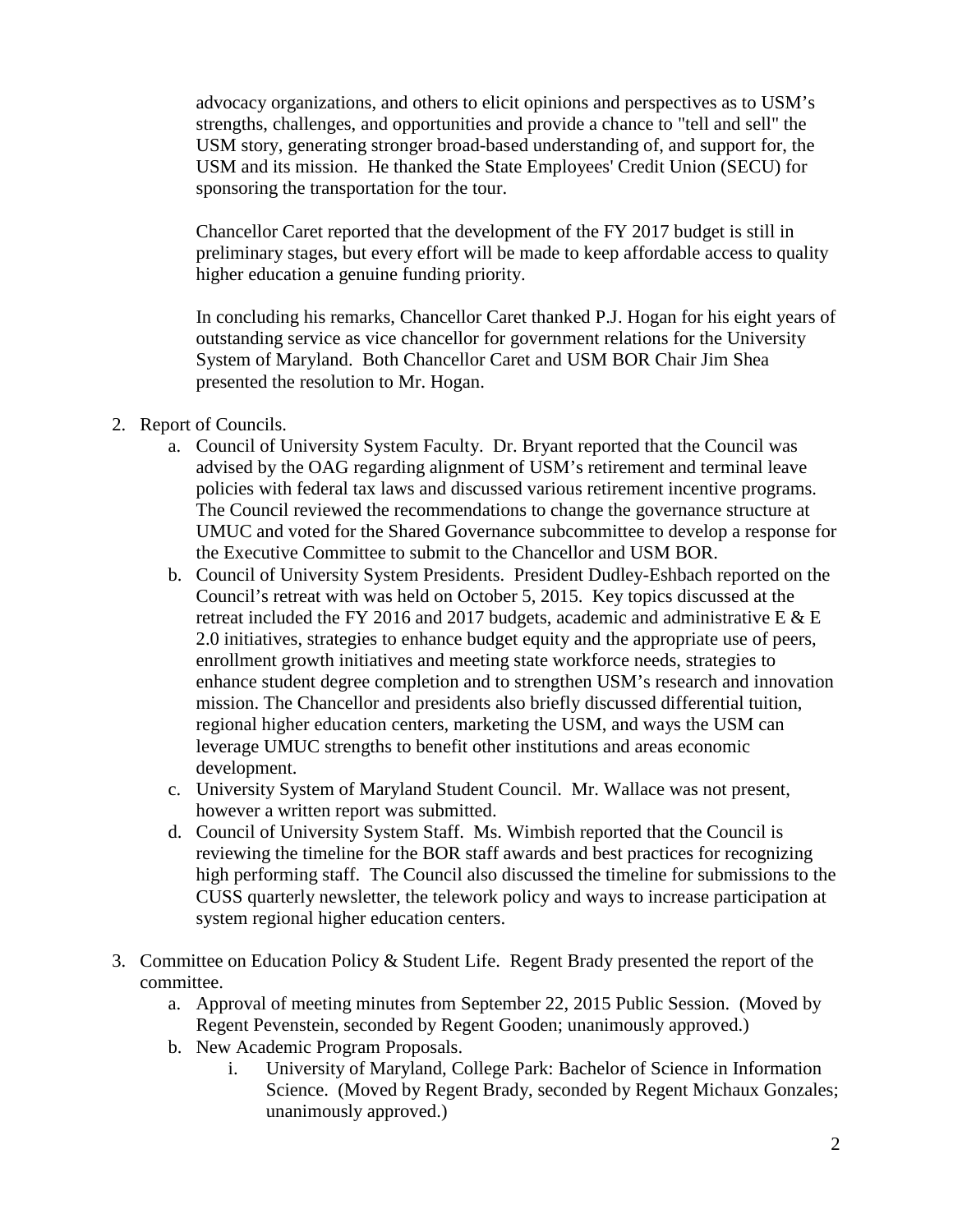advocacy organizations, and others to elicit opinions and perspectives as to USM's strengths, challenges, and opportunities and provide a chance to "tell and sell" the USM story, generating stronger broad-based understanding of, and support for, the USM and its mission. He thanked the State Employees' Credit Union (SECU) for sponsoring the transportation for the tour.

Chancellor Caret reported that the development of the FY 2017 budget is still in preliminary stages, but every effort will be made to keep affordable access to quality higher education a genuine funding priority.

In concluding his remarks, Chancellor Caret thanked P.J. Hogan for his eight years of outstanding service as vice chancellor for government relations for the University System of Maryland. Both Chancellor Caret and USM BOR Chair Jim Shea presented the resolution to Mr. Hogan.

2. Report of Councils.
   a. Council of University System Faculty. Dr. Bryant reported that the Council was advised by the OAG regarding alignment of USM's retirement and terminal leave policies with federal tax laws and discussed various retirement incentive programs. The Council reviewed the recommendations to change the governance structure at UMUC and voted for the Shared Governance subcommittee to develop a response for the Executive Committee to submit to the Chancellor and USM BOR.
   b. Council of University System Presidents. President Dudley-Eshbach reported on the Council's retreat with was held on October 5, 2015. Key topics discussed at the retreat included the FY 2016 and 2017 budgets, academic and administrative E & E 2.0 initiatives, strategies to enhance budget equity and the appropriate use of peers, enrollment growth initiatives and meeting state workforce needs, strategies to enhance student degree completion and to strengthen USM's research and innovation mission. The Chancellor and presidents also briefly discussed differential tuition, regional higher education centers, marketing the USM, and ways the USM can leverage UMUC strengths to benefit other institutions and areas economic development.
   c. University System of Maryland Student Council. Mr. Wallace was not present, however a written report was submitted.
   d. Council of University System Staff. Ms. Wimbish reported that the Council is reviewing the timeline for the BOR staff awards and best practices for recognizing high performing staff. The Council also discussed the timeline for submissions to the CUSS quarterly newsletter, the telework policy and ways to increase participation at system regional higher education centers.

3. Committee on Education Policy & Student Life. Regent Brady presented the report of the committee.
   a. Approval of meeting minutes from September 22, 2015 Public Session. (Moved by Regent Pevenstein, seconded by Regent Gooden; unanimously approved.)
   b. New Academic Program Proposals.
      i. University of Maryland, College Park: Bachelor of Science in Information Science. (Moved by Regent Brady, seconded by Regent Michaux Gonzales; unanimously approved.)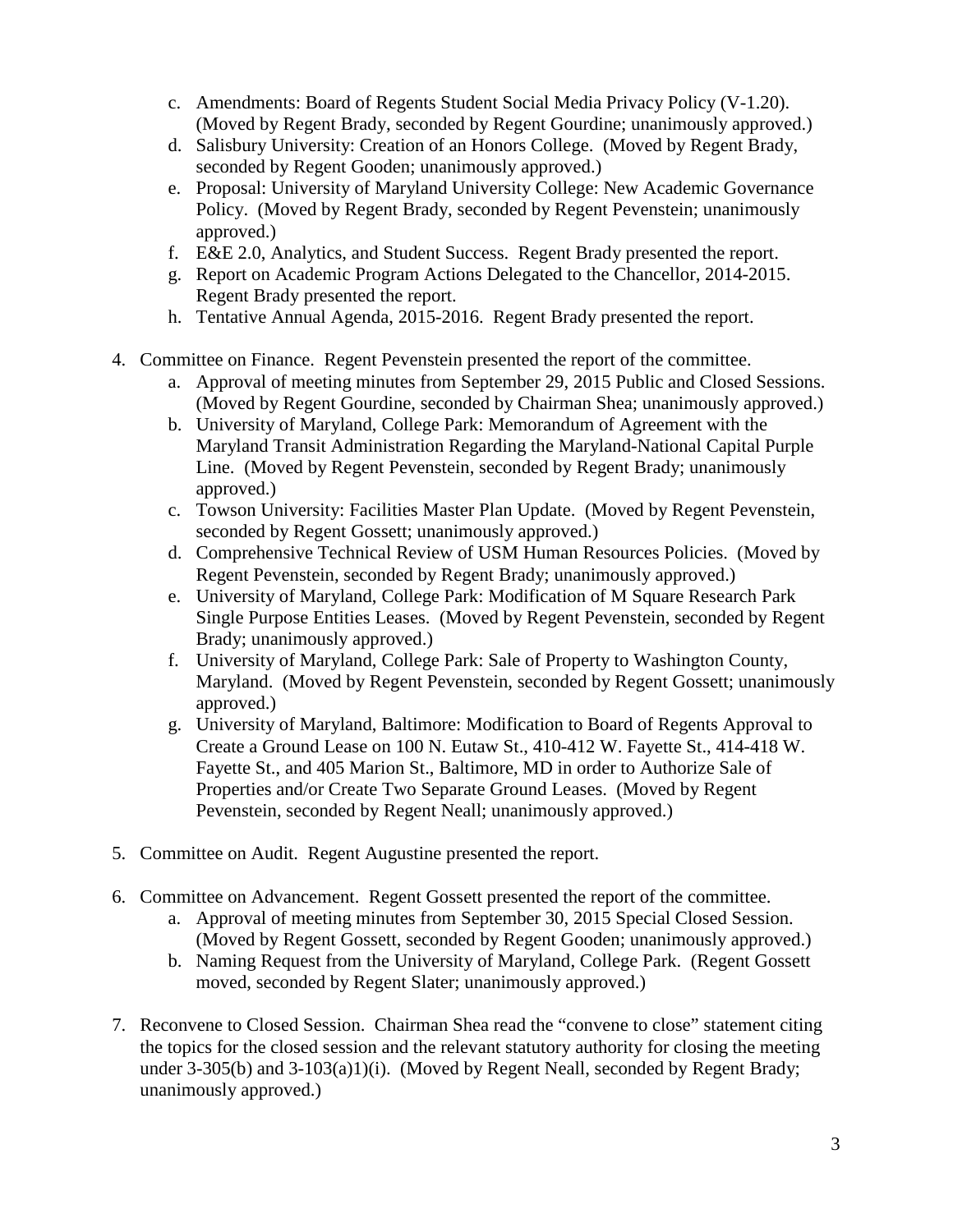c. Amendments: Board of Regents Student Social Media Privacy Policy (V-1.20). (Moved by Regent Brady, seconded by Regent Gourdine; unanimously approved.)
   d. Salisbury University: Creation of an Honors College. (Moved by Regent Brady, seconded by Regent Gooden; unanimously approved.)
   e. Proposal: University of Maryland University College: New Academic Governance Policy. (Moved by Regent Brady, seconded by Regent Pevenstein; unanimously approved.)
   f. E&E 2.0, Analytics, and Student Success. Regent Brady presented the report.
   g. Report on Academic Program Actions Delegated to the Chancellor, 2014-2015. Regent Brady presented the report.
   h. Tentative Annual Agenda, 2015-2016. Regent Brady presented the report.

4. Committee on Finance. Regent Pevenstein presented the report of the committee.
   a. Approval of meeting minutes from September 29, 2015 Public and Closed Sessions. (Moved by Regent Gourdine, seconded by Chairman Shea; unanimously approved.)
   b. University of Maryland, College Park: Memorandum of Agreement with the Maryland Transit Administration Regarding the Maryland-National Capital Purple Line. (Moved by Regent Pevenstein, seconded by Regent Brady; unanimously approved.)
   c. Towson University: Facilities Master Plan Update. (Moved by Regent Pevenstein, seconded by Regent Gossett; unanimously approved.)
   d. Comprehensive Technical Review of USM Human Resources Policies. (Moved by Regent Pevenstein, seconded by Regent Brady; unanimously approved.)
   e. University of Maryland, College Park: Modification of M Square Research Park Single Purpose Entities Leases. (Moved by Regent Pevenstein, seconded by Regent Brady; unanimously approved.)
   f. University of Maryland, College Park: Sale of Property to Washington County, Maryland. (Moved by Regent Pevenstein, seconded by Regent Gossett; unanimously approved.)
   g. University of Maryland, Baltimore: Modification to Board of Regents Approval to Create a Ground Lease on 100 N. Eutaw St., 410-412 W. Fayette St., 414-418 W. Fayette St., and 405 Marion St., Baltimore, MD in order to Authorize Sale of Properties and/or Create Two Separate Ground Leases. (Moved by Regent Pevenstein, seconded by Regent Neall; unanimously approved.)

5. Committee on Audit. Regent Augustine presented the report.

6. Committee on Advancement. Regent Gossett presented the report of the committee.
   a. Approval of meeting minutes from September 30, 2015 Special Closed Session. (Moved by Regent Gossett, seconded by Regent Gooden; unanimously approved.)
   b. Naming Request from the University of Maryland, College Park. (Regent Gossett moved, seconded by Regent Slater; unanimously approved.)

7. Reconvene to Closed Session. Chairman Shea read the "convene to close" statement citing the topics for the closed session and the relevant statutory authority for closing the meeting under 3-305(b) and 3-103(a)1)(i). (Moved by Regent Neall, seconded by Regent Brady; unanimously approved.)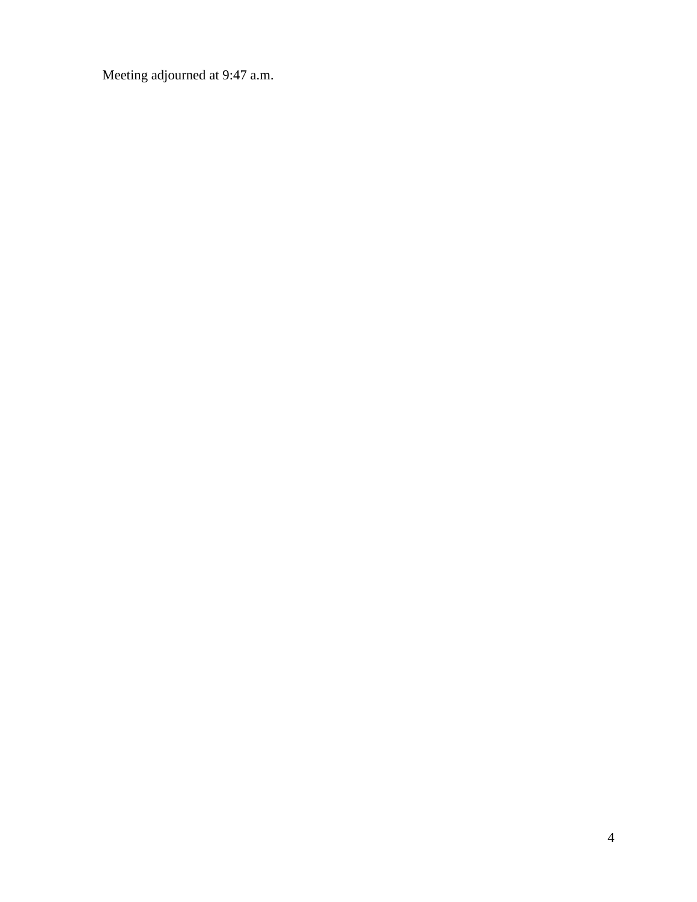Meeting adjourned at 9:47 a.m.